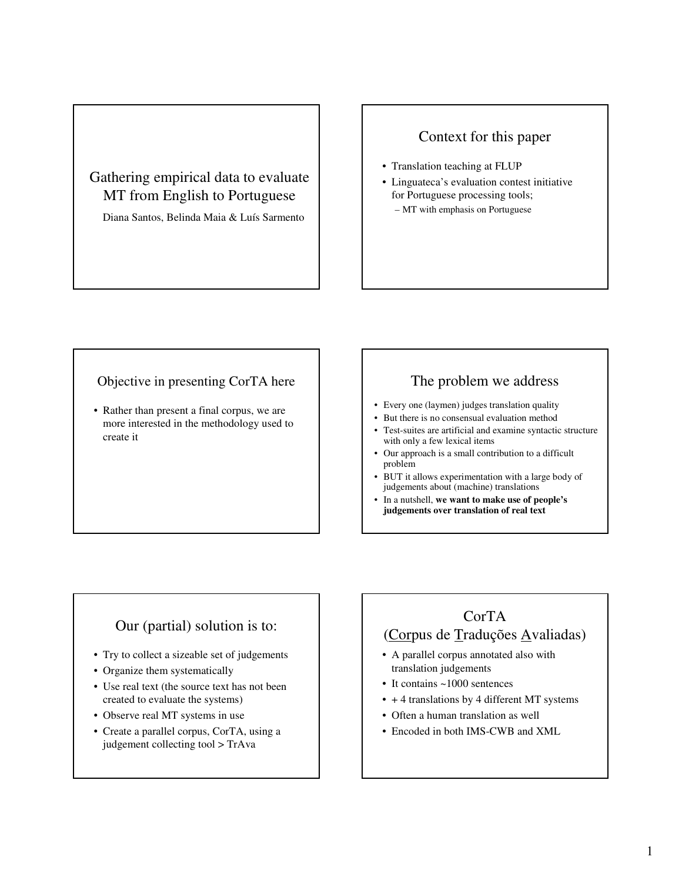# Gathering empirical data to evaluate MT from English to Portuguese

Diana Santos, Belinda Maia & Luís Sarmento

## Context for this paper

- Translation teaching at FLUP
- Linguateca's evaluation contest initiative for Portuguese processing tools;
  - MT with emphasis on Portuguese

## Objective in presenting CorTA here

- Rather than present a final corpus, we are more interested in the methodology used to create it

## The problem we address

- Every one (laymen) judges translation quality
- But there is no consensual evaluation method
- Test-suites are artificial and examine syntactic structure with only a few lexical items
- Our approach is a small contribution to a difficult problem
- BUT it allows experimentation with a large body of judgements about (machine) translations
- In a nutshell, **we want to make use of people's judgements over translation of real text**

## Our (partial) solution is to:

- Try to collect a sizeable set of judgements
- Organize them systematically
- Use real text (the source text has not been created to evaluate the systems)
- Observe real MT systems in use
- Create a parallel corpus, CorTA, using a judgement collecting tool > TrAva

## CorTA (Corpus de Traduções Avaliadas)

- A parallel corpus annotated also with translation judgements
- It contains ~1000 sentences
- + 4 translations by 4 different MT systems
- Often a human translation as well
- Encoded in both IMS-CWB and XML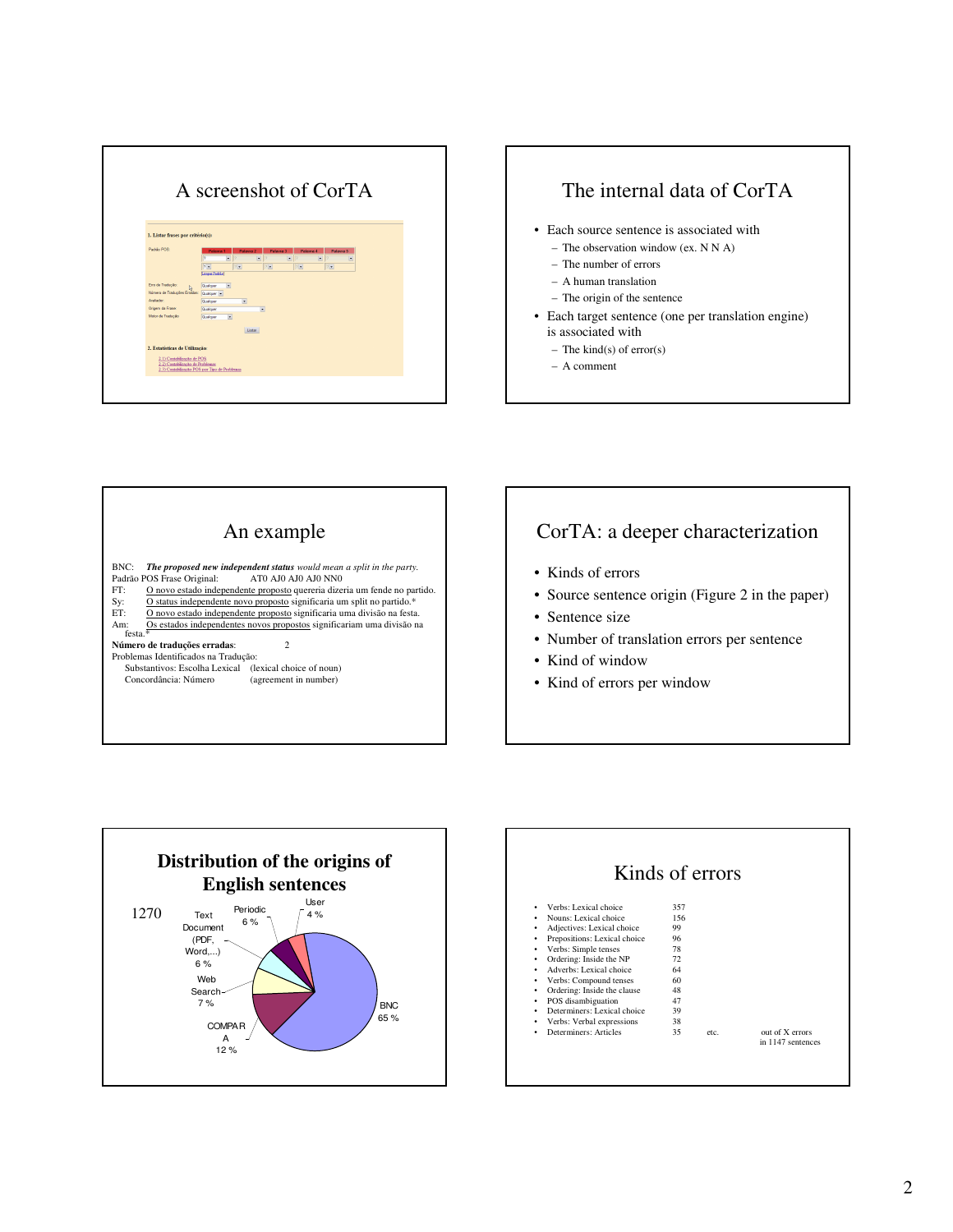## A screenshot of CorTA

**1. Listar frases por critério(s):**

Padrão POS: Palavra 1 | Palavra 2 | Palavra 3 | Palavra 4 | Palavra 5

Limpar Padrão

Erro de Tradução: Qualquer
Número de Traduções Erradas: Qualquer
Avaliador: Qualquer
Origem da Frase: Qualquer
Motor de Tradução: Qualquer

Listar

**2. Estatísticas de Utilização**

2.1) Contabilização de POS
2.2) Contabilização de Problemas
2.3) Contabilização POS por Tipo de Problemas

## The internal data of CorTA

- Each source sentence is associated with
  - The observation window (ex. N N A)
  - The number of errors
  - A human translation
  - The origin of the sentence
- Each target sentence (one per translation engine) is associated with
  - The kind(s) of error(s)
  - A comment

## An example

BNC: ***The proposed new independent status*** *would mean a split in the party.*
Padrão POS Frase Original: ATO AJ0 AJ0 AJ0 NN0
FT: <u>O novo estado independente proposto</u> quereria dizeria um fende no partido.
Sy: <u>O status independente novo proposto</u> significaria um split no partido.*
ET: <u>O novo estado independente proposto</u> significaria uma divisão na festa.
Am: <u>Os estados independentes novos propostos</u> significariam uma divisão na festa.*
**Número de traduções erradas**: 2
Problemas Identificados na Tradução:
Substantivos: Escolha Lexical (lexical choice of noun)
Concordância: Número (agreement in number)

## CorTA: a deeper characterization

- Kinds of errors
- Source sentence origin (Figure 2 in the paper)
- Sentence size
- Number of translation errors per sentence
- Kind of window
- Kind of errors per window

## Distribution of the origins of English sentences

1270

- BNC 65 %
- COMPARA 12 %
- Web Search 7 %
- Text Document (PDF, Word,...) 6 %
- Periodic 6 %
- User 4 %

## Kinds of errors

| | |
|---|---|
| Verbs: Lexical choice | 357 |
| Nouns: Lexical choice | 156 |
| Adjectives: Lexical choice | 99 |
| Prepositions: Lexical choice | 96 |
| Verbs: Simple tenses | 78 |
| Ordering: Inside the NP | 72 |
| Adverbs: Lexical choice | 64 |
| Verbs: Compound tenses | 60 |
| Ordering: Inside the clause | 48 |
| POS disambiguation | 47 |
| Determiners: Lexical choice | 39 |
| Verbs: Verbal expressions | 38 |
| Determiners: Articles | 35 |

etc. out of X errors in 1147 sentences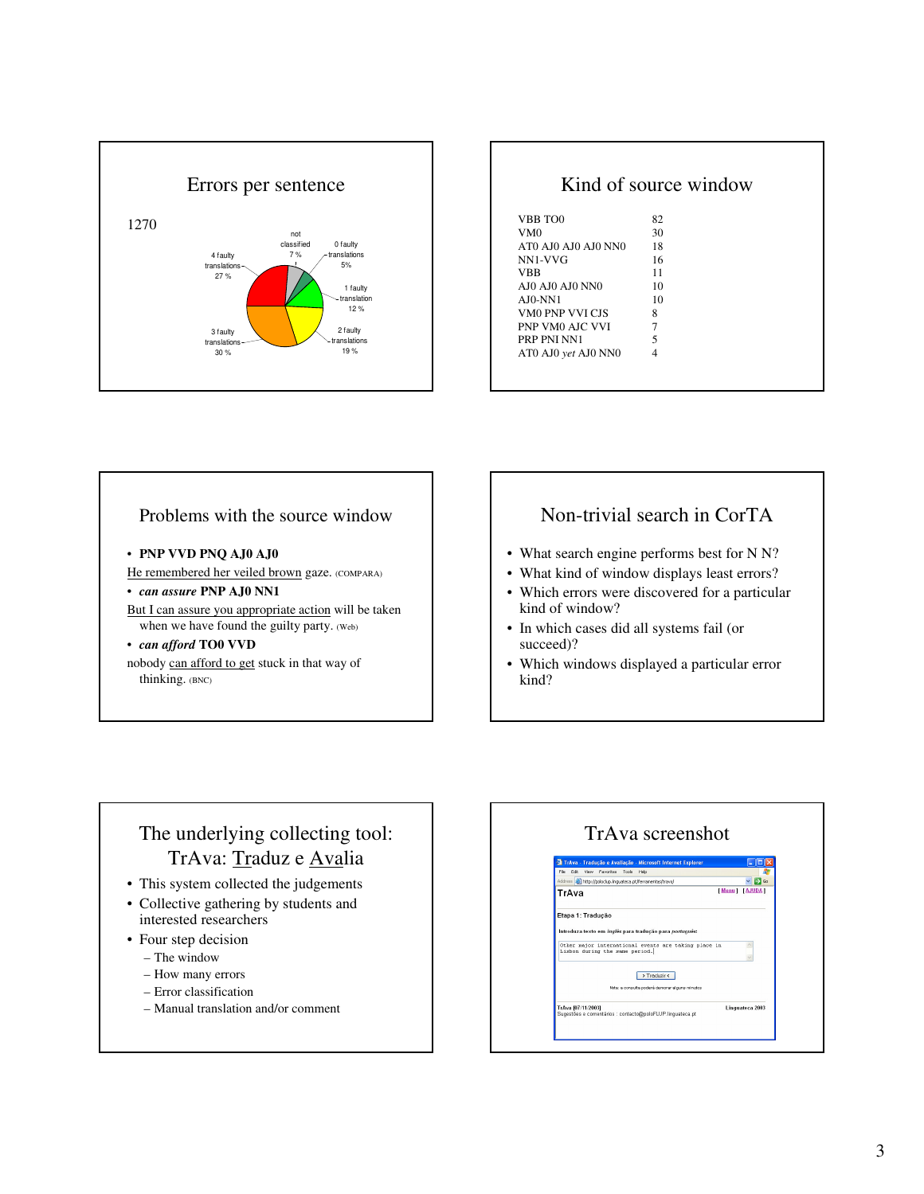## Errors per sentence

1270

- not classified 7 %
- 0 faulty translations 5%
- 1 faulty translation 12 %
- 2 faulty translations 19 %
- 3 faulty translations 30 %
- 4 faulty translations 27 %

## Kind of source window

| | |
|---|---|
| VBB TO0 | 82 |
| VM0 | 30 |
| AT0 AJ0 AJ0 AJ0 NN0 | 18 |
| NN1-VVG | 16 |
| VBB | 11 |
| AJ0 AJ0 AJ0 NN0 | 10 |
| AJ0-NN1 | 10 |
| VM0 PNP VVI CJS | 8 |
| PNP VM0 AJC VVI | 7 |
| PRP PNI NN1 | 5 |
| AT0 AJ0 *yet* AJ0 NN0 | 4 |

## Problems with the source window

- **PNP VVD PNQ AJ0 AJ0**

He remembered her veiled brown gaze. (COMPARA)

- ***can assure* PNP AJ0 NN1**

But I can assure you appropriate action will be taken when we have found the guilty party. (Web)

- ***can afford* TO0 VVD**

nobody can afford to get stuck in that way of thinking. (BNC)

## Non-trivial search in CorTA

- What search engine performs best for N N?
- What kind of window displays least errors?
- Which errors were discovered for a particular kind of window?
- In which cases did all systems fail (or succeed)?
- Which windows displayed a particular error kind?

## The underlying collecting tool: TrAva: Traduz e Avalia

- This system collected the judgements
- Collective gathering by students and interested researchers
- Four step decision
  - The window
  - How many errors
  - Error classification
  - Manual translation and/or comment

## TrAva screenshot

TrAva - Tradução e Avaliação - Microsoft Internet Explorer

TrAva [Menu] [AJUDA]

Etapa 1: Tradução

Introduza texto em *inglês* para tradução para *português*:

Other major international events are taking place in Lisbon during the same period.

> Traduzir <

Nota: a consulta poderá demorar alguns minutos

TrAva [07/11/2003] Sugestões e comentários : contacto@poloFLUP.linguateca.pt Linguateca 2003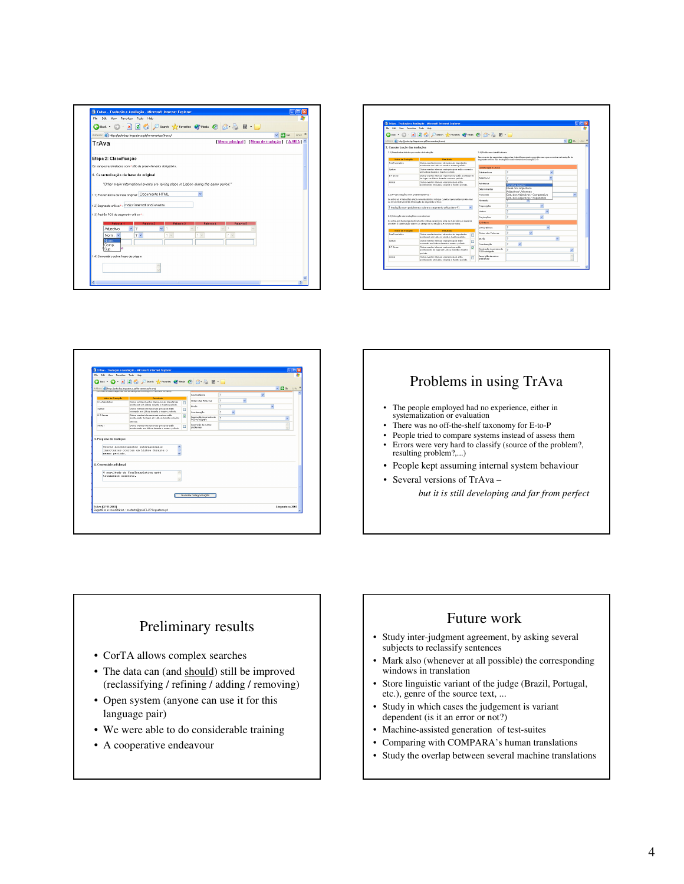## Problems in using TrAva

- The people employed had no experience, either in systematization or evaluation
- There was no off-the-shelf taxonomy for E-to-P
- People tried to compare systems instead of assess them
- Errors were very hard to classify (source of the problem?, resulting problem?,...)
- People kept assuming internal system behaviour
- Several versions of TrAva –

  *but it is still developing and far from perfect*

## Preliminary results

- CorTA allows complex searches
- The data can (and <u>should</u>) still be improved (reclassifying / refining / adding / removing)
- Open system (anyone can use it for this language pair)
- We were able to do considerable training
- A cooperative endeavour

## Future work

- Study inter-judgment agreement, by asking several subjects to reclassify sentences
- Mark also (whenever at all possible) the corresponding windows in translation
- Store linguistic variant of the judge (Brazil, Portugal, etc.), genre of the source text, ...
- Study in which cases the judgement is variant dependent (is it an error or not?)
- Machine-assisted generation of test-suites
- Comparing with COMPARA's human translations
- Study the overlap between several machine translations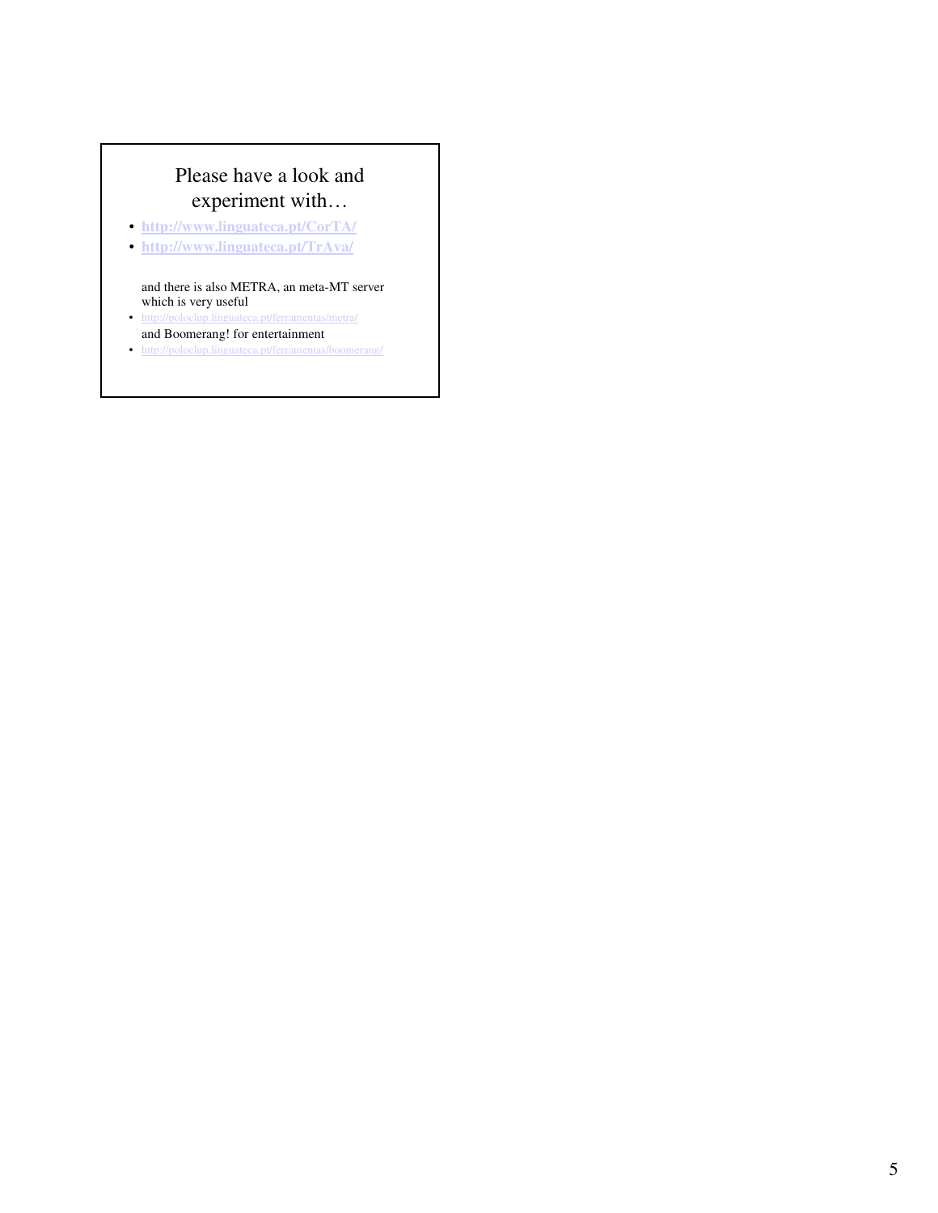# Please have a look and experiment with…

- **http://www.linguateca.pt/CorTA/**
- **http://www.linguateca.pt/TrAva/**

and there is also METRA, an meta-MT server which is very useful

- http://poloclup.linguateca.pt/ferramentas/metra/

and Boomerang! for entertainment

- http://poloclup.linguateca.pt/ferramentas/boomerang/